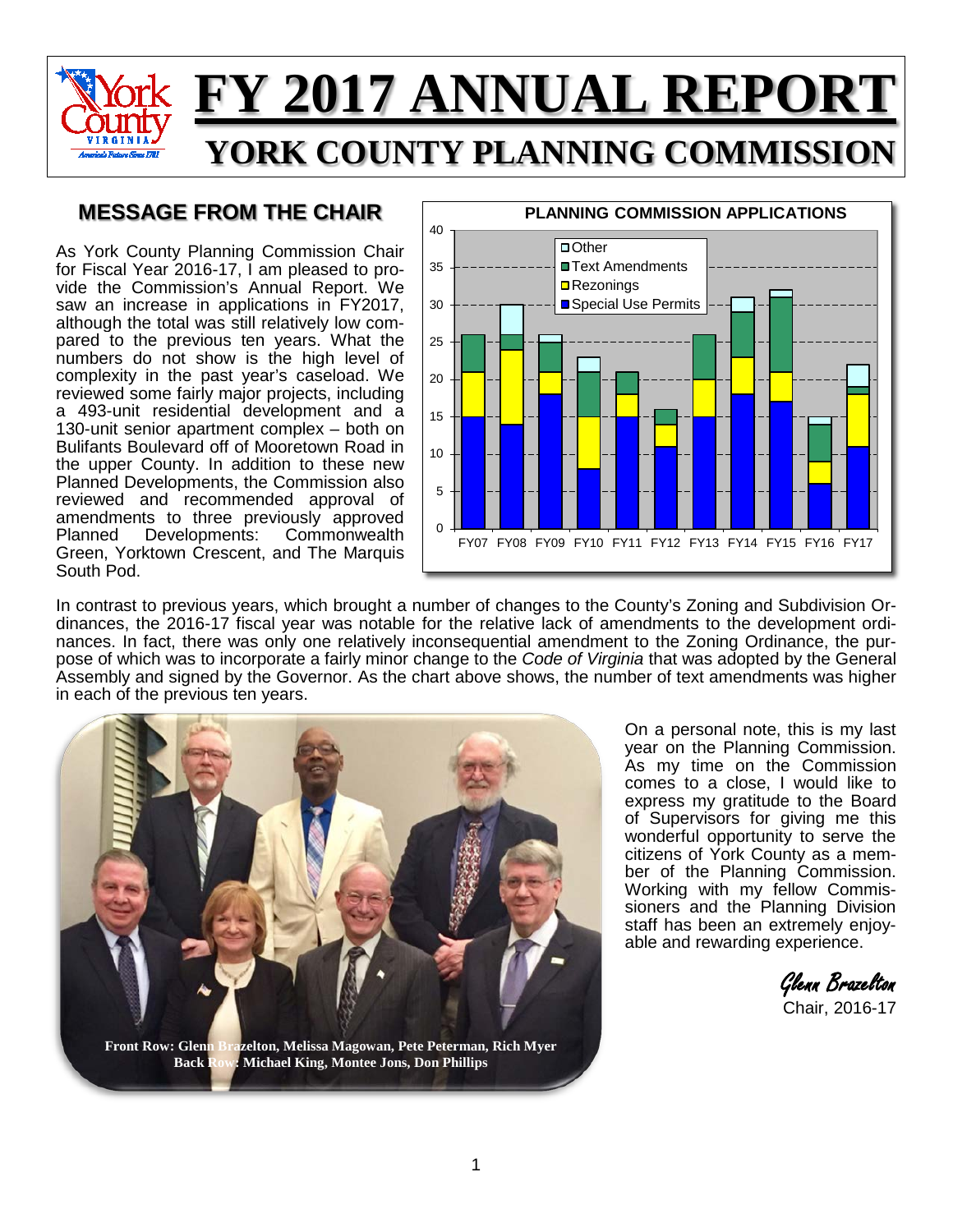# FY 2017 ANNUAL REPORT

## YORK COUNTY PLANNING COMMISSION

### MESSAGE FROM THE CHAIR

As York County Planning Commission Chair for Fiscal Year 2016-17, I am pleased to provide the Commission's Annual Report. We saw an increase in applications in FY2017, although the total was still relatively low compared to the previous ten years. What the numbers do not show is the high level of complexity in the past year's caseload. We reviewed some fairly major projects, including a 493-unit residential development and a 130-unit senior apartment complex – both on Bulifants Boulevard off of Mooretown Road in the upper County. In addition to these new Planned Developments, the Commission also reviewed and recommended approval of amendments to three previously approved Planned Developments: Commonwealth Green, Yorktown Crescent, and The Marquis South Pod.

**PLANNING COMMISSION APPLICATIONS**

| | FY07 | FY08 | FY09 | FY10 | FY11 | FY12 | FY13 | FY14 | FY15 | FY16 | FY17 |
|---|---|---|---|---|---|---|---|---|---|---|---|
| Special Use Permits | 15 | 14 | 18 | 8 | 15 | 11 | 15 | 18 | 17 | 6 | 11 |
| Rezonings | 6 | 10 | 3 | 7 | 3 | 3 | 5 | 5 | 4 | 3 | 7 |
| Text Amendments | 5 | 2 | 4 | 6 | 3 | 2 | 6 | 6 | 10 | 5 | 1 |
| Other | 0 | 4 | 1 | 2 | 0 | 0 | 0 | 2 | 1 | 1 | 3 |

In contrast to previous years, which brought a number of changes to the County's Zoning and Subdivision Ordinances, the 2016-17 fiscal year was notable for the relative lack of amendments to the development ordinances. In fact, there was only one relatively inconsequential amendment to the Zoning Ordinance, the purpose of which was to incorporate a fairly minor change to the *Code of Virginia* that was adopted by the General Assembly and signed by the Governor. As the chart above shows, the number of text amendments was higher in each of the previous ten years.

**Front Row: Glenn Brazelton, Melissa Magowan, Pete Peterman, Rich Myer**
**Back Row: Michael King, Montee Jons, Don Phillips**

On a personal note, this is my last year on the Planning Commission. As my time on the Commission comes to a close, I would like to express my gratitude to the Board of Supervisors for giving me this wonderful opportunity to serve the citizens of York County as a member of the Planning Commission. Working with my fellow Commissioners and the Planning Division staff has been an extremely enjoyable and rewarding experience.

*Glenn Brazelton*
Chair, 2016-17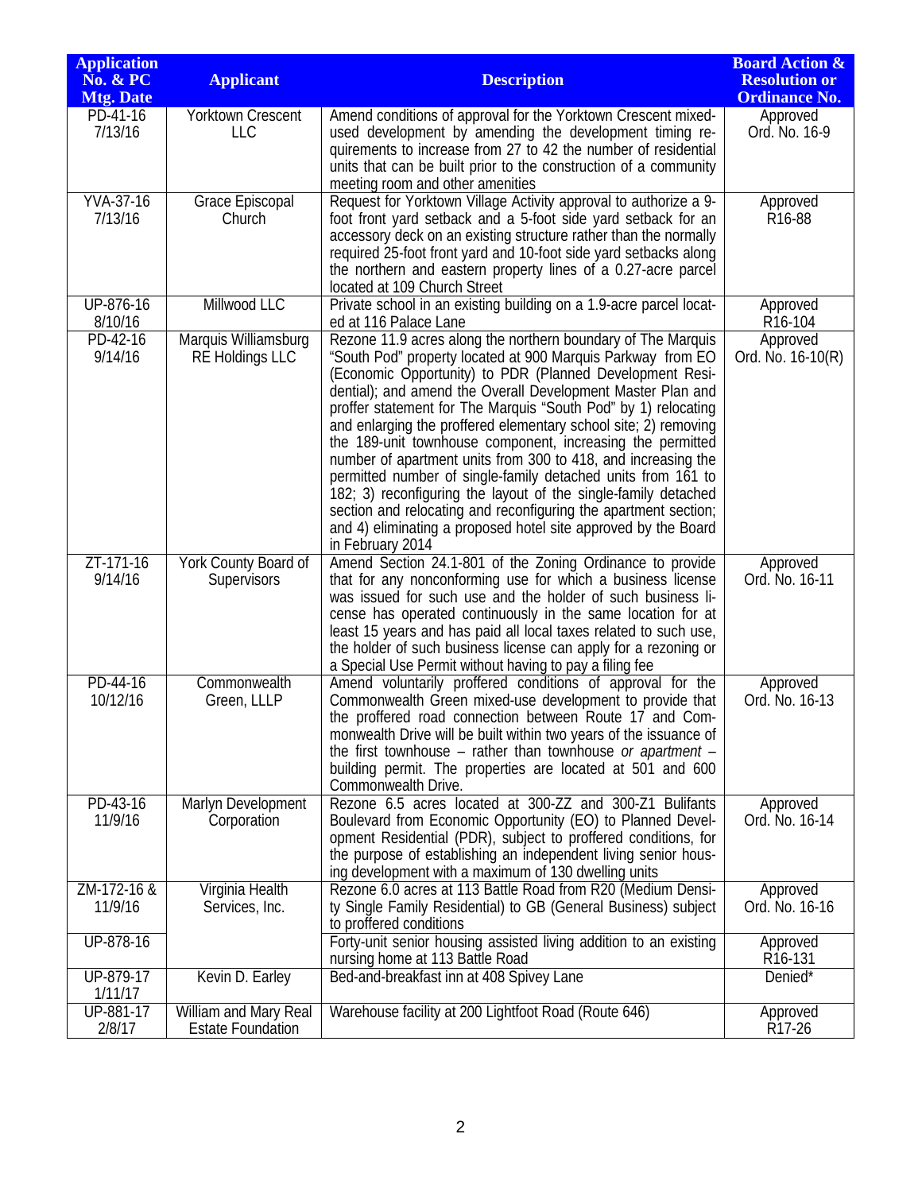| Application No. & PC Mtg. Date | Applicant | Description | Board Action & Resolution or Ordinance No. |
|---|---|---|---|
| PD-41-16 7/13/16 | Yorktown Crescent LLC | Amend conditions of approval for the Yorktown Crescent mixed-used development by amending the development timing requirements to increase from 27 to 42 the number of residential units that can be built prior to the construction of a community meeting room and other amenities | Approved Ord. No. 16-9 |
| YVA-37-16 7/13/16 | Grace Episcopal Church | Request for Yorktown Village Activity approval to authorize a 9-foot front yard setback and a 5-foot side yard setback for an accessory deck on an existing structure rather than the normally required 25-foot front yard and 10-foot side yard setbacks along the northern and eastern property lines of a 0.27-acre parcel located at 109 Church Street | Approved R16-88 |
| UP-876-16 8/10/16 | Millwood LLC | Private school in an existing building on a 1.9-acre parcel located at 116 Palace Lane | Approved R16-104 |
| PD-42-16 9/14/16 | Marquis Williamsburg RE Holdings LLC | Rezone 11.9 acres along the northern boundary of The Marquis "South Pod" property located at 900 Marquis Parkway from EO (Economic Opportunity) to PDR (Planned Development Residential); and amend the Overall Development Master Plan and proffer statement for The Marquis "South Pod" by 1) relocating and enlarging the proffered elementary school site; 2) removing the 189-unit townhouse component, increasing the permitted number of apartment units from 300 to 418, and increasing the permitted number of single-family detached units from 161 to 182; 3) reconfiguring the layout of the single-family detached section and relocating and reconfiguring the apartment section; and 4) eliminating a proposed hotel site approved by the Board in February 2014 | Approved Ord. No. 16-10(R) |
| ZT-171-16 9/14/16 | York County Board of Supervisors | Amend Section 24.1-801 of the Zoning Ordinance to provide that for any nonconforming use for which a business license was issued for such use and the holder of such business license has operated continuously in the same location for at least 15 years and has paid all local taxes related to such use, the holder of such business license can apply for a rezoning or a Special Use Permit without having to pay a filing fee | Approved Ord. No. 16-11 |
| PD-44-16 10/12/16 | Commonwealth Green, LLLP | Amend voluntarily proffered conditions of approval for the Commonwealth Green mixed-use development to provide that the proffered road connection between Route 17 and Commonwealth Drive will be built within two years of the issuance of the first townhouse – rather than townhouse *or apartment* – building permit. The properties are located at 501 and 600 Commonwealth Drive. | Approved Ord. No. 16-13 |
| PD-43-16 11/9/16 | Marlyn Development Corporation | Rezone 6.5 acres located at 300-ZZ and 300-Z1 Bulifants Boulevard from Economic Opportunity (EO) to Planned Development Residential (PDR), subject to proffered conditions, for the purpose of establishing an independent living senior housing development with a maximum of 130 dwelling units | Approved Ord. No. 16-14 |
| ZM-172-16 & 11/9/16 | Virginia Health Services, Inc. | Rezone 6.0 acres at 113 Battle Road from R20 (Medium Density Single Family Residential) to GB (General Business) subject to proffered conditions | Approved Ord. No. 16-16 |
| UP-878-16 | | Forty-unit senior housing assisted living addition to an existing nursing home at 113 Battle Road | Approved R16-131 |
| UP-879-17 1/11/17 | Kevin D. Earley | Bed-and-breakfast inn at 408 Spivey Lane | Denied* |
| UP-881-17 2/8/17 | William and Mary Real Estate Foundation | Warehouse facility at 200 Lightfoot Road (Route 646) | Approved R17-26 |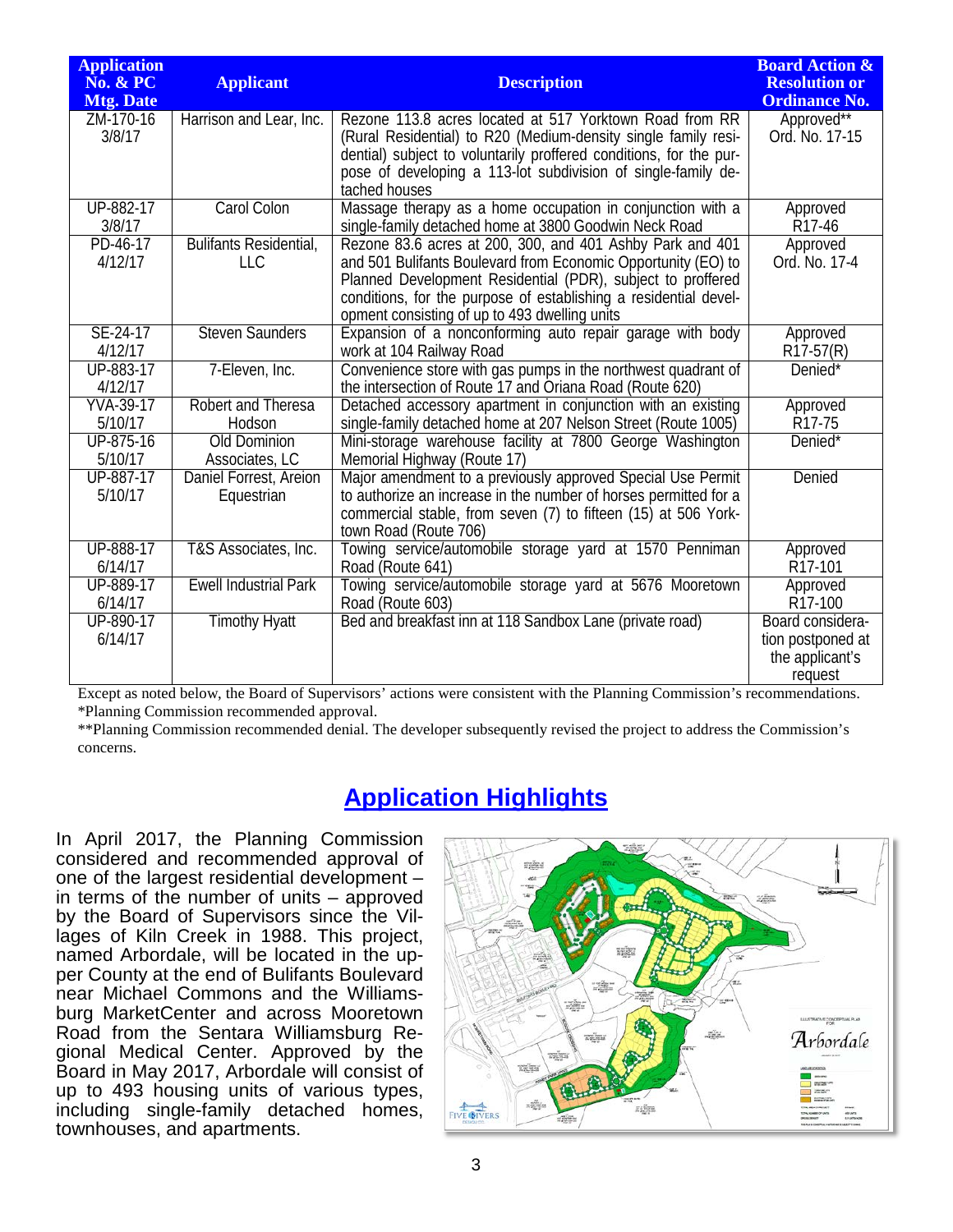| Application No. & PC Mtg. Date | Applicant | Description | Board Action & Resolution or Ordinance No. |
|---|---|---|---|
| ZM-170-16 3/8/17 | Harrison and Lear, Inc. | Rezone 113.8 acres located at 517 Yorktown Road from RR (Rural Residential) to R20 (Medium-density single family residential) subject to voluntarily proffered conditions, for the purpose of developing a 113-lot subdivision of single-family detached houses | Approved** Ord. No. 17-15 |
| UP-882-17 3/8/17 | Carol Colon | Massage therapy as a home occupation in conjunction with a single-family detached home at 3800 Goodwin Neck Road | Approved R17-46 |
| PD-46-17 4/12/17 | Bulifants Residential, LLC | Rezone 83.6 acres at 200, 300, and 401 Ashby Park and 401 and 501 Bulifants Boulevard from Economic Opportunity (EO) to Planned Development Residential (PDR), subject to proffered conditions, for the purpose of establishing a residential development consisting of up to 493 dwelling units | Approved Ord. No. 17-4 |
| SE-24-17 4/12/17 | Steven Saunders | Expansion of a nonconforming auto repair garage with body work at 104 Railway Road | Approved R17-57(R) |
| UP-883-17 4/12/17 | 7-Eleven, Inc. | Convenience store with gas pumps in the northwest quadrant of the intersection of Route 17 and Oriana Road (Route 620) | Denied* |
| YVA-39-17 5/10/17 | Robert and Theresa Hodson | Detached accessory apartment in conjunction with an existing single-family detached home at 207 Nelson Street (Route 1005) | Approved R17-75 |
| UP-875-16 5/10/17 | Old Dominion Associates, LC | Mini-storage warehouse facility at 7800 George Washington Memorial Highway (Route 17) | Denied* |
| UP-887-17 5/10/17 | Daniel Forrest, Areion Equestrian | Major amendment to a previously approved Special Use Permit to authorize an increase in the number of horses permitted for a commercial stable, from seven (7) to fifteen (15) at 506 Yorktown Road (Route 706) | Denied |
| UP-888-17 6/14/17 | T&S Associates, Inc. | Towing service/automobile storage yard at 1570 Penniman Road (Route 641) | Approved R17-101 |
| UP-889-17 6/14/17 | Ewell Industrial Park | Towing service/automobile storage yard at 5676 Mooretown Road (Route 603) | Approved R17-100 |
| UP-890-17 6/14/17 | Timothy Hyatt | Bed and breakfast inn at 118 Sandbox Lane (private road) | Board consideration postponed at the applicant's request |

Except as noted below, the Board of Supervisors' actions were consistent with the Planning Commission's recommendations.
*Planning Commission recommended approval.
**Planning Commission recommended denial. The developer subsequently revised the project to address the Commission's concerns.

## Application Highlights

In April 2017, the Planning Commission considered and recommended approval of one of the largest residential development – in terms of the number of units – approved by the Board of Supervisors since the Villages of Kiln Creek in 1988. This project, named Arbordale, will be located in the upper County at the end of Bulifants Boulevard near Michael Commons and the Williamsburg MarketCenter and across Mooretown Road from the Sentara Williamsburg Regional Medical Center. Approved by the Board in May 2017, Arbordale will consist of up to 493 housing units of various types, including single-family detached homes, townhouses, and apartments.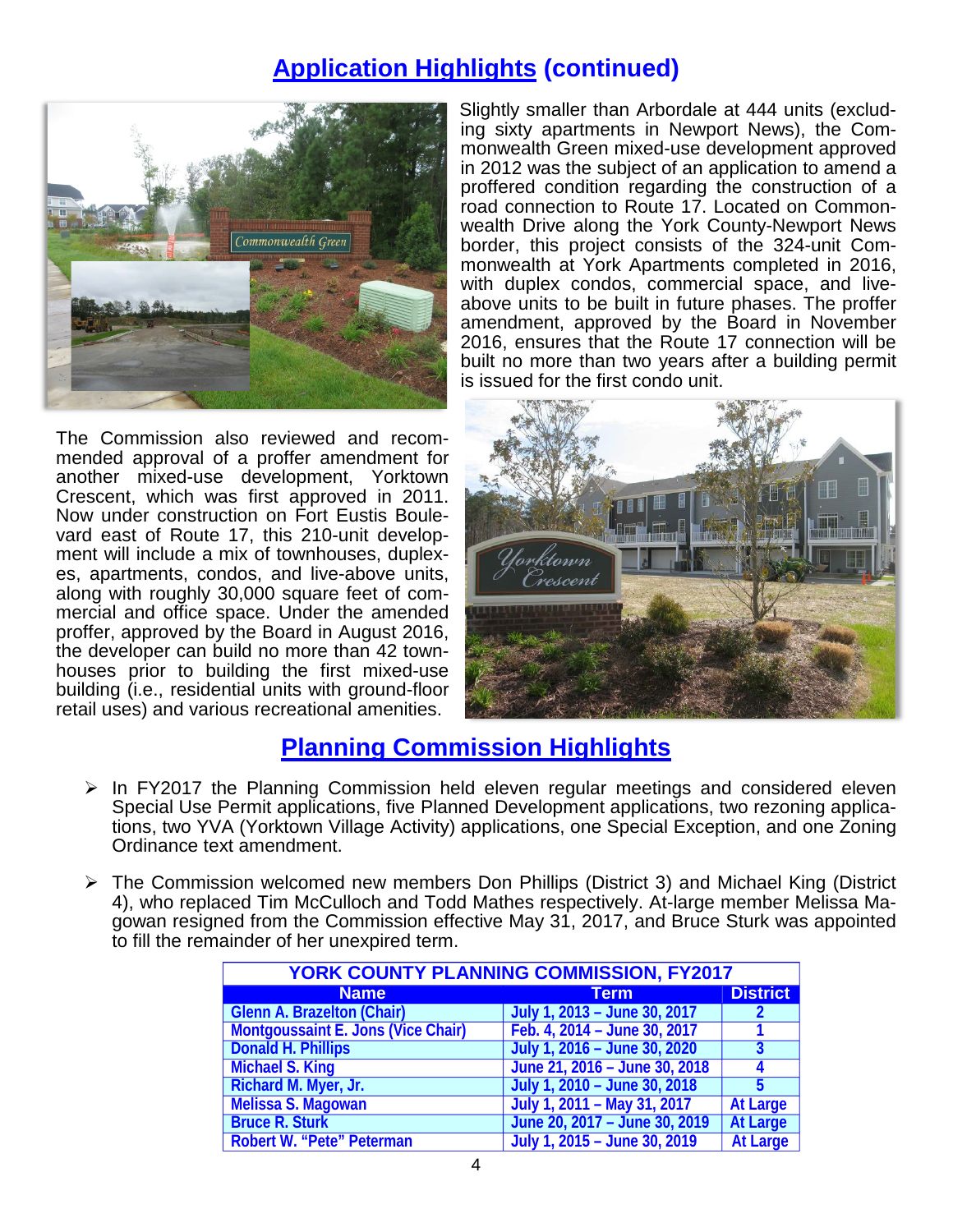## Application Highlights (continued)

Slightly smaller than Arbordale at 444 units (excluding sixty apartments in Newport News), the Commonwealth Green mixed-use development approved in 2012 was the subject of an application to amend a proffered condition regarding the construction of a road connection to Route 17. Located on Commonwealth Drive along the York County-Newport News border, this project consists of the 324-unit Commonwealth at York Apartments completed in 2016, with duplex condos, commercial space, and live-above units to be built in future phases. The proffer amendment, approved by the Board in November 2016, ensures that the Route 17 connection will be built no more than two years after a building permit is issued for the first condo unit.

The Commission also reviewed and recommended approval of a proffer amendment for another mixed-use development, Yorktown Crescent, which was first approved in 2011. Now under construction on Fort Eustis Boulevard east of Route 17, this 210-unit development will include a mix of townhouses, duplexes, apartments, condos, and live-above units, along with roughly 30,000 square feet of commercial and office space. Under the amended proffer, approved by the Board in August 2016, the developer can build no more than 42 townhouses prior to building the first mixed-use building (i.e., residential units with ground-floor retail uses) and various recreational amenities.

## Planning Commission Highlights

- In FY2017 the Planning Commission held eleven regular meetings and considered eleven Special Use Permit applications, five Planned Development applications, two rezoning applications, two YVA (Yorktown Village Activity) applications, one Special Exception, and one Zoning Ordinance text amendment.
- The Commission welcomed new members Don Phillips (District 3) and Michael King (District 4), who replaced Tim McCulloch and Todd Mathes respectively. At-large member Melissa Magowan resigned from the Commission effective May 31, 2017, and Bruce Sturk was appointed to fill the remainder of her unexpired term.

| YORK COUNTY PLANNING COMMISSION, FY2017 | | |
|---|---|---|
| **Name** | **Term** | **District** |
| Glenn A. Brazelton (Chair) | July 1, 2013 – June 30, 2017 | 2 |
| Montgoussaint E. Jons (Vice Chair) | Feb. 4, 2014 – June 30, 2017 | 1 |
| Donald H. Phillips | July 1, 2016 – June 30, 2020 | 3 |
| Michael S. King | June 21, 2016 – June 30, 2018 | 4 |
| Richard M. Myer, Jr. | July 1, 2010 – June 30, 2018 | 5 |
| Melissa S. Magowan | July 1, 2011 – May 31, 2017 | At Large |
| Bruce R. Sturk | June 20, 2017 – June 30, 2019 | At Large |
| Robert W. "Pete" Peterman | July 1, 2015 – June 30, 2019 | At Large |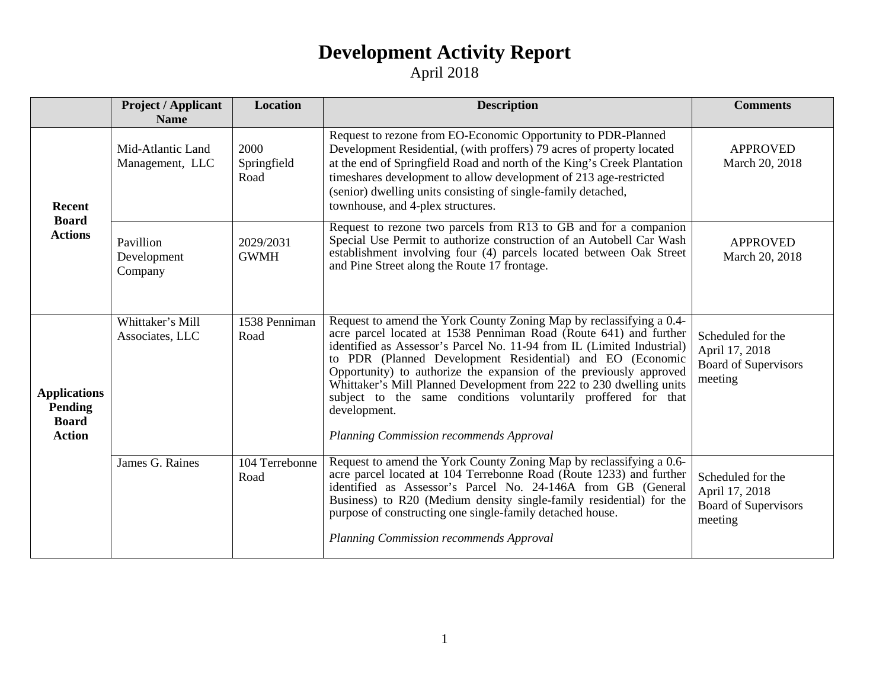# Development Activity Report

April 2018

| | Project / Applicant Name | Location | Description | Comments |
|---|---|---|---|---|
| **Recent Board Actions** | Mid-Atlantic Land Management, LLC | 2000 Springfield Road | Request to rezone from EO-Economic Opportunity to PDR-Planned Development Residential, (with proffers) 79 acres of property located at the end of Springfield Road and north of the King's Creek Plantation timeshares development to allow development of 213 age-restricted (senior) dwelling units consisting of single-family detached, townhouse, and 4-plex structures. | APPROVED March 20, 2018 |
| | Pavillion Development Company | 2029/2031 GWMH | Request to rezone two parcels from R13 to GB and for a companion Special Use Permit to authorize construction of an Autobell Car Wash establishment involving four (4) parcels located between Oak Street and Pine Street along the Route 17 frontage. | APPROVED March 20, 2018 |
| **Applications Pending Board Action** | Whittaker's Mill Associates, LLC | 1538 Penniman Road | Request to amend the York County Zoning Map by reclassifying a 0.4-acre parcel located at 1538 Penniman Road (Route 641) and further identified as Assessor's Parcel No. 11-94 from IL (Limited Industrial) to PDR (Planned Development Residential) and EO (Economic Opportunity) to authorize the expansion of the previously approved Whittaker's Mill Planned Development from 222 to 230 dwelling units subject to the same conditions voluntarily proffered for that development.<br><br>*Planning Commission recommends Approval* | Scheduled for the April 17, 2018 Board of Supervisors meeting |
| | James G. Raines | 104 Terrebonne Road | Request to amend the York County Zoning Map by reclassifying a 0.6-acre parcel located at 104 Terrebonne Road (Route 1233) and further identified as Assessor's Parcel No. 24-146A from GB (General Business) to R20 (Medium density single-family residential) for the purpose of constructing one single-family detached house.<br><br>*Planning Commission recommends Approval* | Scheduled for the April 17, 2018 Board of Supervisors meeting |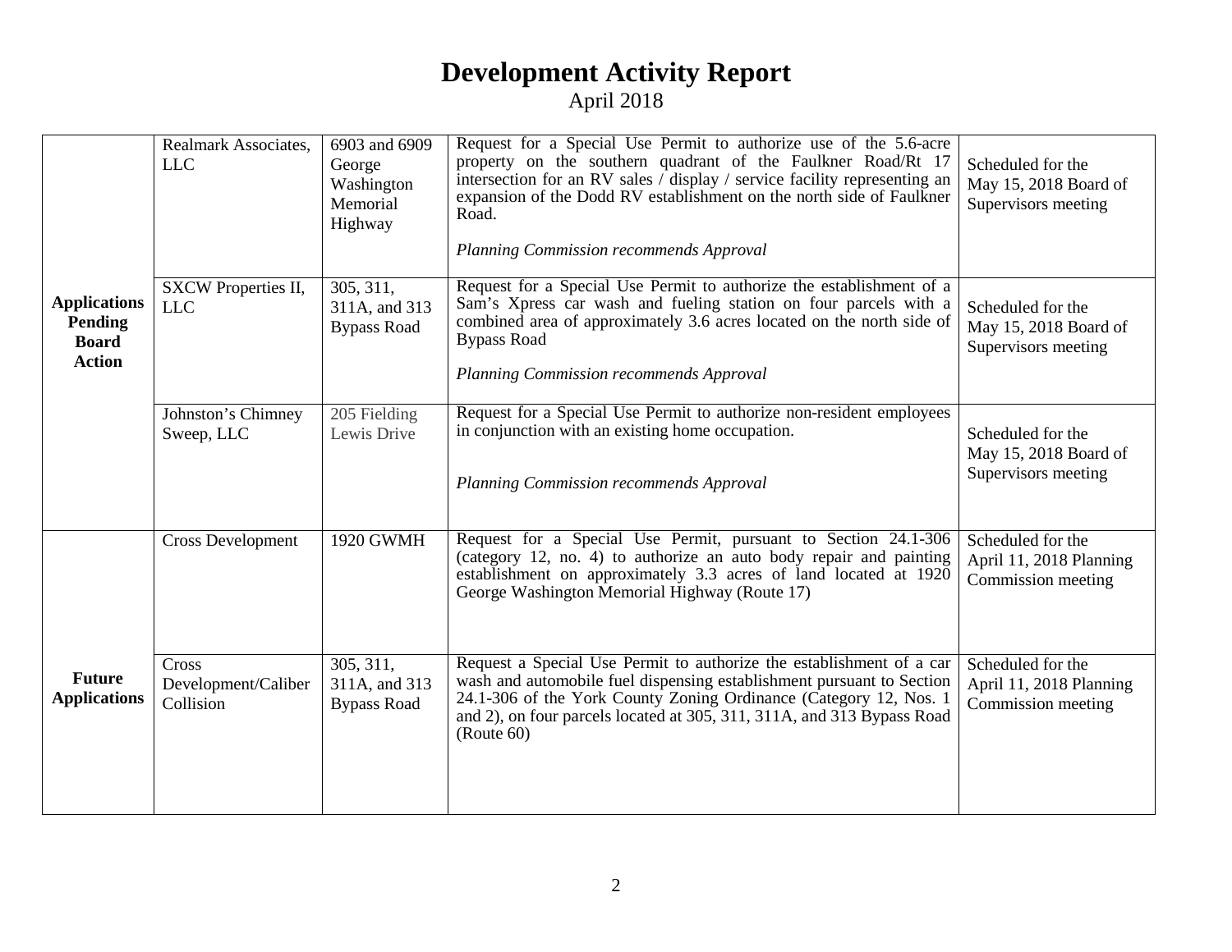# Development Activity Report

April 2018

| | | | | |
|---|---|---|---|---|
| **Applications Pending Board Action** | Realmark Associates, LLC | 6903 and 6909 George Washington Memorial Highway | Request for a Special Use Permit to authorize use of the 5.6-acre property on the southern quadrant of the Faulkner Road/Rt 17 intersection for an RV sales / display / service facility representing an expansion of the Dodd RV establishment on the north side of Faulkner Road.<br><br>*Planning Commission recommends Approval* | Scheduled for the May 15, 2018 Board of Supervisors meeting |
| | SXCW Properties II, LLC | 305, 311, 311A, and 313 Bypass Road | Request for a Special Use Permit to authorize the establishment of a Sam's Xpress car wash and fueling station on four parcels with a combined area of approximately 3.6 acres located on the north side of Bypass Road<br><br>*Planning Commission recommends Approval* | Scheduled for the May 15, 2018 Board of Supervisors meeting |
| | Johnston's Chimney Sweep, LLC | 205 Fielding Lewis Drive | Request for a Special Use Permit to authorize non-resident employees in conjunction with an existing home occupation.<br><br>*Planning Commission recommends Approval* | Scheduled for the May 15, 2018 Board of Supervisors meeting |
| **Future Applications** | Cross Development | 1920 GWMH | Request for a Special Use Permit, pursuant to Section 24.1-306 (category 12, no. 4) to authorize an auto body repair and painting establishment on approximately 3.3 acres of land located at 1920 George Washington Memorial Highway (Route 17) | Scheduled for the April 11, 2018 Planning Commission meeting |
| | Cross Development/Caliber Collision | 305, 311, 311A, and 313 Bypass Road | Request a Special Use Permit to authorize the establishment of a car wash and automobile fuel dispensing establishment pursuant to Section 24.1-306 of the York County Zoning Ordinance (Category 12, Nos. 1 and 2), on four parcels located at 305, 311, 311A, and 313 Bypass Road (Route 60) | Scheduled for the April 11, 2018 Planning Commission meeting |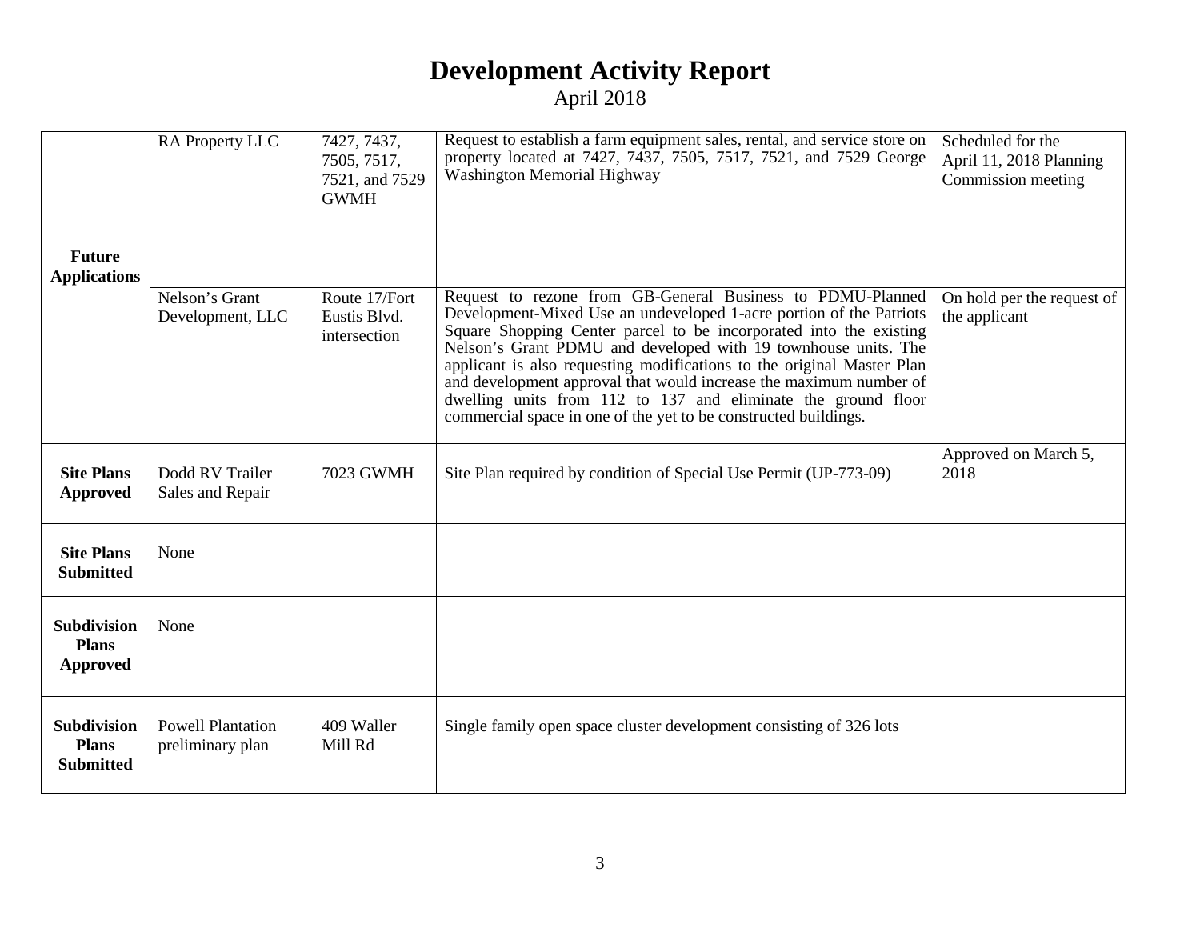# Development Activity Report

April 2018

| | | | | |
|---|---|---|---|---|
| **Future Applications** | RA Property LLC | 7427, 7437, 7505, 7517, 7521, and 7529 GWMH | Request to establish a farm equipment sales, rental, and service store on property located at 7427, 7437, 7505, 7517, 7521, and 7529 George Washington Memorial Highway | Scheduled for the April 11, 2018 Planning Commission meeting |
| | Nelson's Grant Development, LLC | Route 17/Fort Eustis Blvd. intersection | Request to rezone from GB-General Business to PDMU-Planned Development-Mixed Use an undeveloped 1-acre portion of the Patriots Square Shopping Center parcel to be incorporated into the existing Nelson's Grant PDMU and developed with 19 townhouse units. The applicant is also requesting modifications to the original Master Plan and development approval that would increase the maximum number of dwelling units from 112 to 137 and eliminate the ground floor commercial space in one of the yet to be constructed buildings. | On hold per the request of the applicant |
| **Site Plans Approved** | Dodd RV Trailer Sales and Repair | 7023 GWMH | Site Plan required by condition of Special Use Permit (UP-773-09) | Approved on March 5, 2018 |
| **Site Plans Submitted** | None | | | |
| **Subdivision Plans Approved** | None | | | |
| **Subdivision Plans Submitted** | Powell Plantation preliminary plan | 409 Waller Mill Rd | Single family open space cluster development consisting of 326 lots | |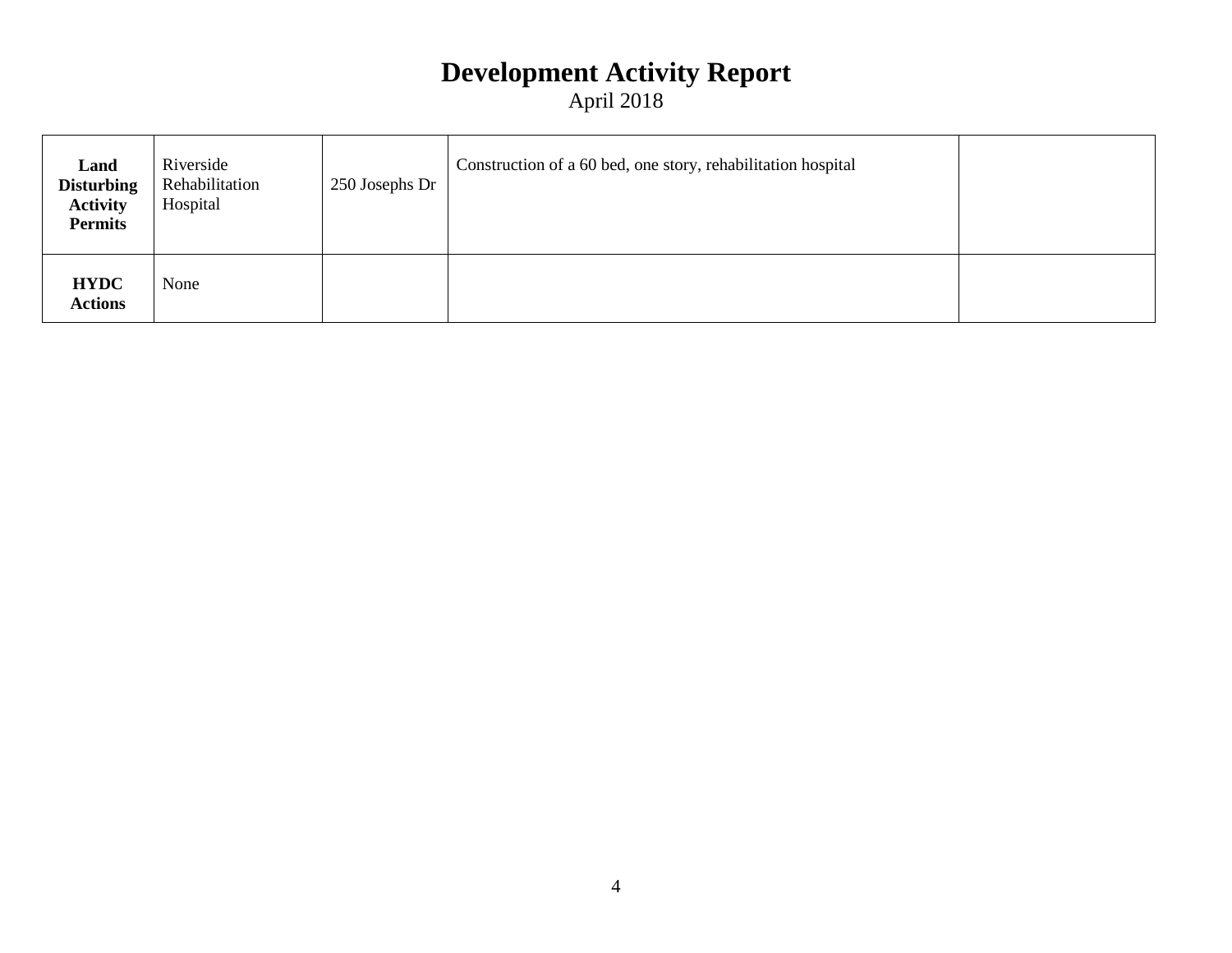# Development Activity Report

April 2018

| | | | | |
|---|---|---|---|---|
| **Land Disturbing Activity Permits** | Riverside Rehabilitation Hospital | 250 Josephs Dr | Construction of a 60 bed, one story, rehabilitation hospital | |
| **HYDC Actions** | None | | | |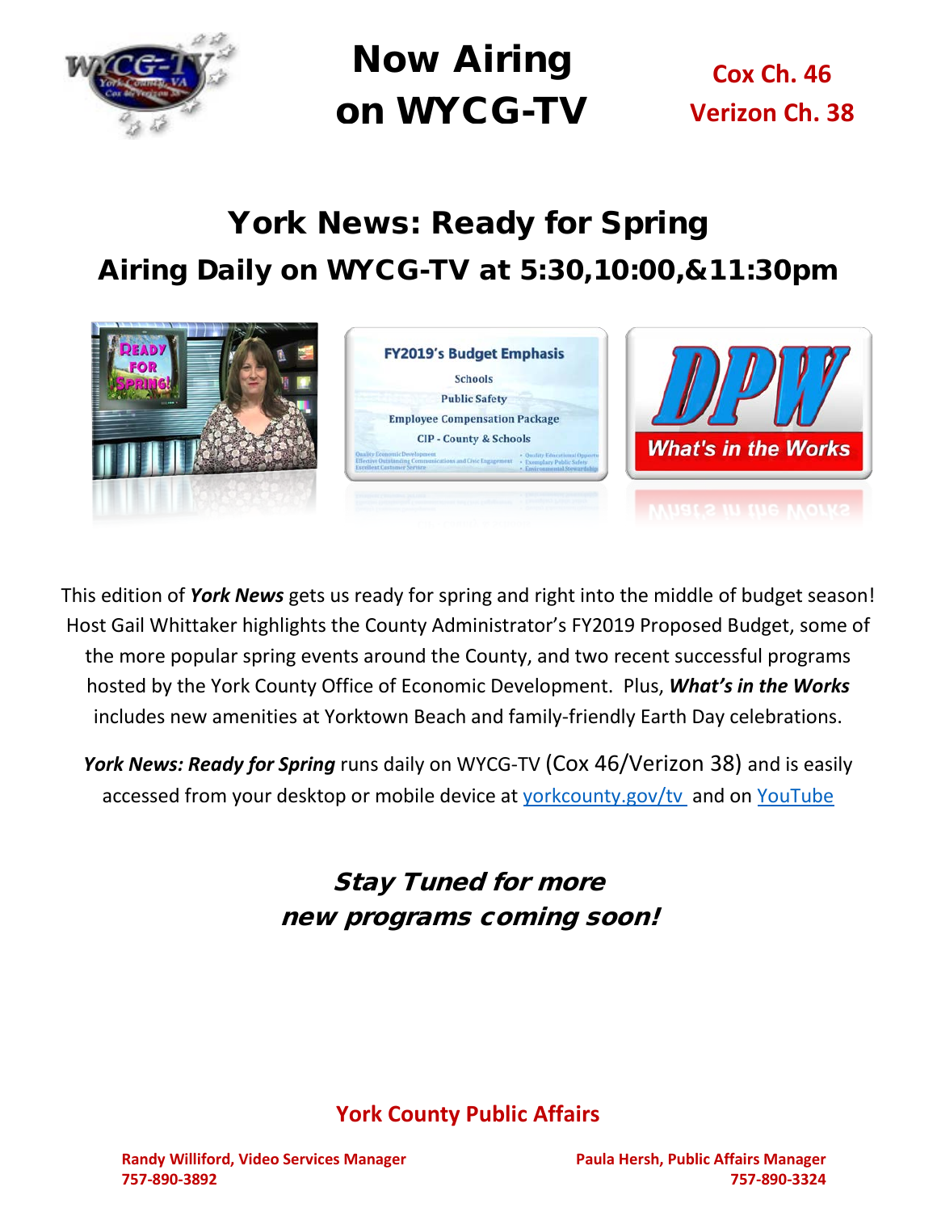# Now Airing on WYCG-TV

**Cox Ch. 46**
**Verizon Ch. 38**

## York News: Ready for Spring

### Airing Daily on WYCG-TV at 5:30,10:00,&11:30pm

This edition of ***York News*** gets us ready for spring and right into the middle of budget season! Host Gail Whittaker highlights the County Administrator's FY2019 Proposed Budget, some of the more popular spring events around the County, and two recent successful programs hosted by the York County Office of Economic Development. Plus, ***What's in the Works*** includes new amenities at Yorktown Beach and family-friendly Earth Day celebrations.

***York News: Ready for Spring*** runs daily on WYCG-TV (Cox 46/Verizon 38) and is easily accessed from your desktop or mobile device at yorkcounty.gov/tv and on YouTube

***Stay Tuned for more new programs coming soon!***

**York County Public Affairs**

**Randy Williford, Video Services Manager**
**757-890-3892**

**Paula Hersh, Public Affairs Manager**
**757-890-3324**